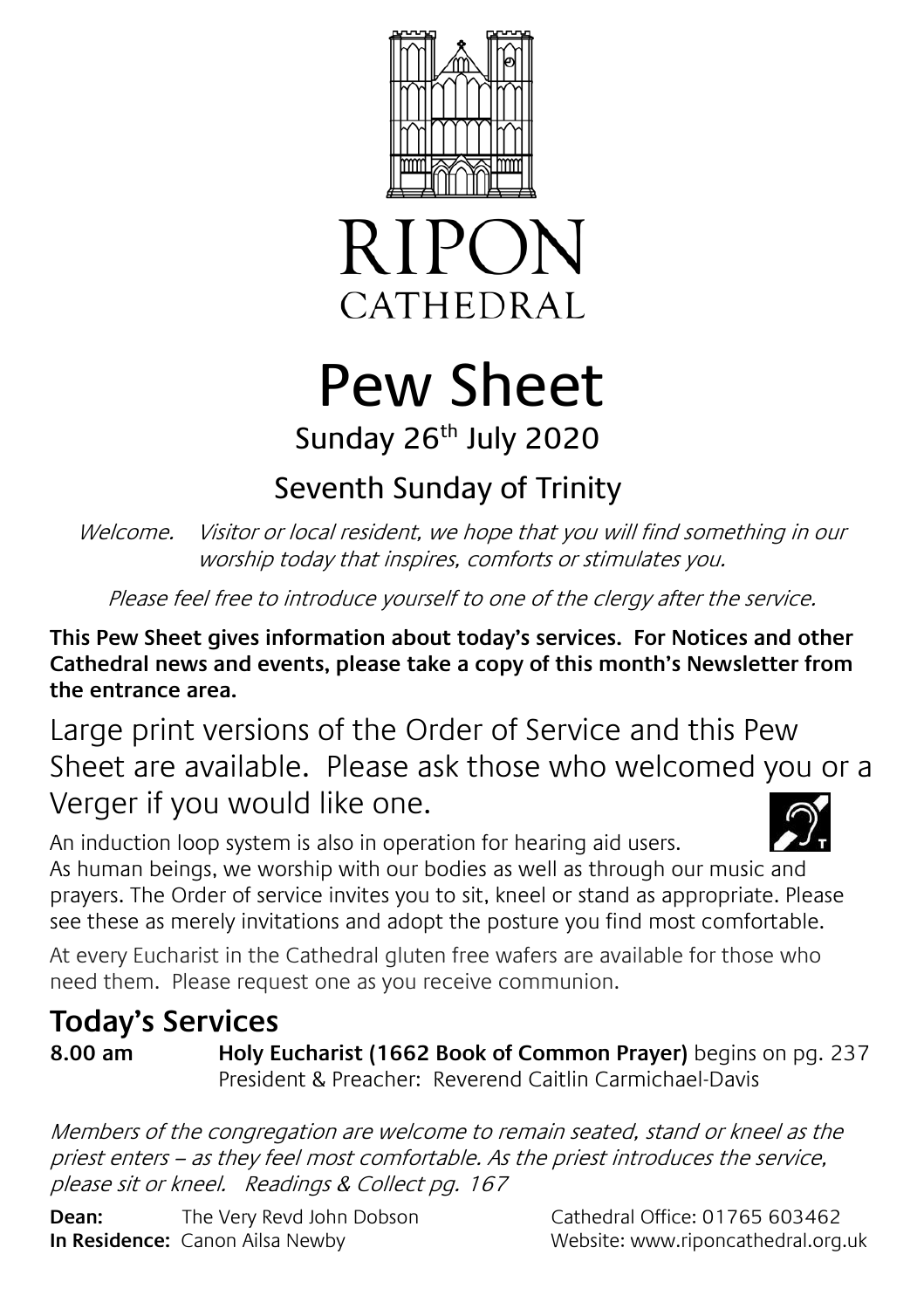# RIPON CATHEDRAL

# Pew Sheet

Sunday 26th July 2020

## Seventh Sunday of Trinity

*Welcome. Visitor or local resident, we hope that you will find something in our worship today that inspires, comforts or stimulates you.*

*Please feel free to introduce yourself to one of the clergy after the service.*

**This Pew Sheet gives information about today's services. For Notices and other Cathedral news and events, please take a copy of this month's Newsletter from the entrance area.**

Large print versions of the Order of Service and this Pew Sheet are available. Please ask those who welcomed you or a Verger if you would like one.

An induction loop system is also in operation for hearing aid users.

As human beings, we worship with our bodies as well as through our music and prayers. The Order of service invites you to sit, kneel or stand as appropriate. Please see these as merely invitations and adopt the posture you find most comfortable.

At every Eucharist in the Cathedral gluten free wafers are available for those who need them. Please request one as you receive communion.

## Today's Services

**8.00 am** **Holy Eucharist (1662 Book of Common Prayer)** begins on pg. 237
President & Preacher: Reverend Caitlin Carmichael-Davis

*Members of the congregation are welcome to remain seated, stand or kneel as the priest enters – as they feel most comfortable. As the priest introduces the service, please sit or kneel. Readings & Collect pg. 167*

**Dean:** The Very Revd John Dobson
**In Residence:** Canon Ailsa Newby

Cathedral Office: 01765 603462
Website: www.riponcathedral.org.uk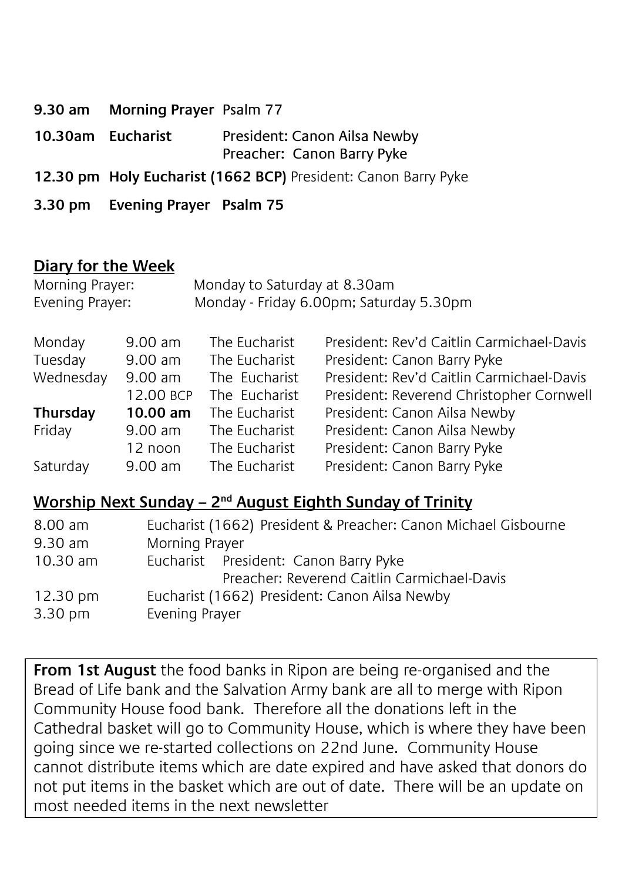| | | |
|---|---|---|
| **9.30 am** | **Morning Prayer** | Psalm 77 |
| **10.30am** | **Eucharist** | President: Canon Ailsa Newby<br>Preacher: Canon Barry Pyke |
| **12.30 pm** | **Holy Eucharist (1662 BCP)** | President: Canon Barry Pyke |
| **3.30 pm** | **Evening Prayer** | **Psalm 75** |

## Diary for the Week

Morning Prayer: Monday to Saturday at 8.30am
Evening Prayer: Monday - Friday 6.00pm; Saturday 5.30pm

| | | | |
|---|---|---|---|
| Monday | 9.00 am | The Eucharist | President: Rev'd Caitlin Carmichael-Davis |
| Tuesday | 9.00 am | The Eucharist | President: Canon Barry Pyke |
| Wednesday | 9.00 am | The Eucharist | President: Rev'd Caitlin Carmichael-Davis |
| | 12.00 BCP | The Eucharist | President: Reverend Christopher Cornwell |
| **Thursday** | **10.00 am** | The Eucharist | President: Canon Ailsa Newby |
| Friday | 9.00 am | The Eucharist | President: Canon Ailsa Newby |
| | 12 noon | The Eucharist | President: Canon Barry Pyke |
| Saturday | 9.00 am | The Eucharist | President: Canon Barry Pyke |

## Worship Next Sunday – 2nd August Eighth Sunday of Trinity

| | |
|---|---|
| 8.00 am | Eucharist (1662) President & Preacher: Canon Michael Gisbourne |
| 9.30 am | Morning Prayer |
| 10.30 am | Eucharist President: Canon Barry Pyke<br>Preacher: Reverend Caitlin Carmichael-Davis |
| 12.30 pm | Eucharist (1662) President: Canon Ailsa Newby |
| 3.30 pm | Evening Prayer |

**From 1st August** the food banks in Ripon are being re-organised and the Bread of Life bank and the Salvation Army bank are all to merge with Ripon Community House food bank. Therefore all the donations left in the Cathedral basket will go to Community House, which is where they have been going since we re-started collections on 22nd June. Community House cannot distribute items which are date expired and have asked that donors do not put items in the basket which are out of date. There will be an update on most needed items in the next newsletter